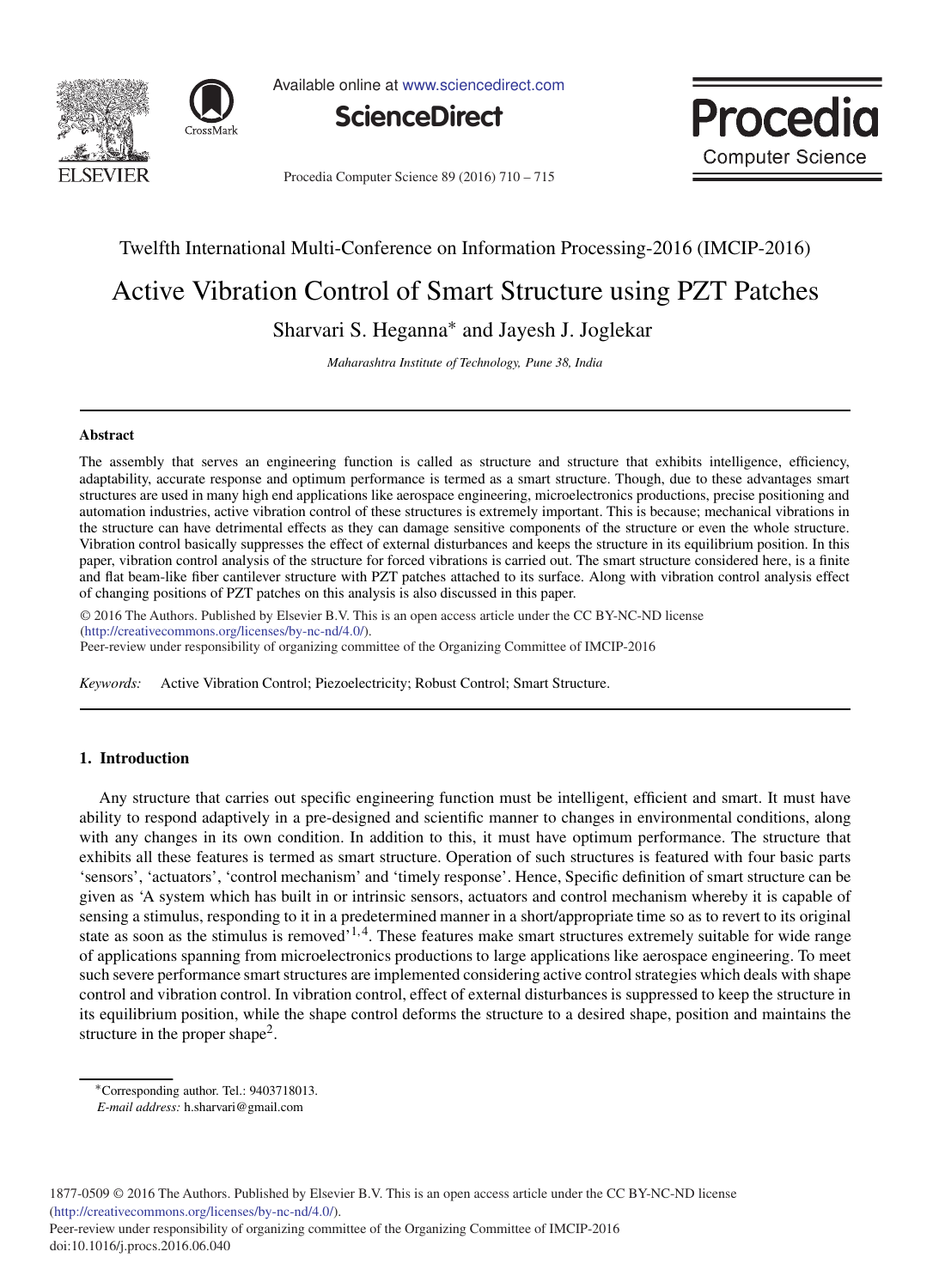Twelfth International Multi-Conference on Information Processing-2016 (IMCIP-2016)

# Active Vibration Control of Smart Structure using PZT Patches

Sharvari S. Heganna* and Jayesh J. Joglekar

*Maharashtra Institute of Technology, Pune 38, India*

---

## Abstract

The assembly that serves an engineering function is called as structure and structure that exhibits intelligence, efficiency, adaptability, accurate response and optimum performance is termed as a smart structure. Though, due to these advantages smart structures are used in many high end applications like aerospace engineering, microelectronics productions, precise positioning and automation industries, active vibration control of these structures is extremely important. This is because; mechanical vibrations in the structure can have detrimental effects as they can damage sensitive components of the structure or even the whole structure. Vibration control basically suppresses the effect of external disturbances and keeps the structure in its equilibrium position. In this paper, vibration control analysis of the structure for forced vibrations is carried out. The smart structure considered here, is a finite and flat beam-like fiber cantilever structure with PZT patches attached to its surface. Along with vibration control analysis effect of changing positions of PZT patches on this analysis is also discussed in this paper.

© 2016 The Authors. Published by Elsevier B.V. This is an open access article under the CC BY-NC-ND license (http://creativecommons.org/licenses/by-nc-nd/4.0/).
Peer-review under responsibility of organizing committee of the Organizing Committee of IMCIP-2016

*Keywords:* Active Vibration Control; Piezoelectricity; Robust Control; Smart Structure.

---

## 1. Introduction

Any structure that carries out specific engineering function must be intelligent, efficient and smart. It must have ability to respond adaptively in a pre-designed and scientific manner to changes in environmental conditions, along with any changes in its own condition. In addition to this, it must have optimum performance. The structure that exhibits all these features is termed as smart structure. Operation of such structures is featured with four basic parts 'sensors', 'actuators', 'control mechanism' and 'timely response'. Hence, Specific definition of smart structure can be given as 'A system which has built in or intrinsic sensors, actuators and control mechanism whereby it is capable of sensing a stimulus, responding to it in a predetermined manner in a short/appropriate time so as to revert to its original state as soon as the stimulus is removed'[1,4]. These features make smart structures extremely suitable for wide range of applications spanning from microelectronics productions to large applications like aerospace engineering. To meet such severe performance smart structures are implemented considering active control strategies which deals with shape control and vibration control. In vibration control, effect of external disturbances is suppressed to keep the structure in its equilibrium position, while the shape control deforms the structure to a desired shape, position and maintains the structure in the proper shape[2].

*Corresponding author. Tel.: 9403718013.
*E-mail address:* h.sharvari@gmail.com

1877-0509 © 2016 The Authors. Published by Elsevier B.V. This is an open access article under the CC BY-NC-ND license (http://creativecommons.org/licenses/by-nc-nd/4.0/).
Peer-review under responsibility of organizing committee of the Organizing Committee of IMCIP-2016
doi:10.1016/j.procs.2016.06.040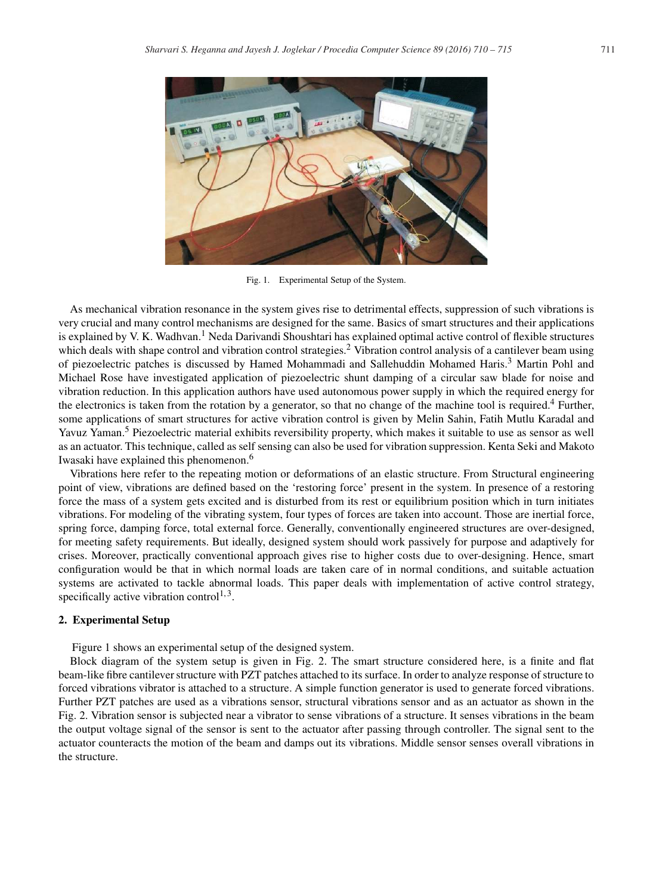Fig. 1. Experimental Setup of the System.

As mechanical vibration resonance in the system gives rise to detrimental effects, suppression of such vibrations is very crucial and many control mechanisms are designed for the same. Basics of smart structures and their applications is explained by V. K. Wadhvan.[1] Neda Darivandi Shoushtari has explained optimal active control of flexible structures which deals with shape control and vibration control strategies.[2] Vibration control analysis of a cantilever beam using of piezoelectric patches is discussed by Hamed Mohammadi and Sallehuddin Mohamed Haris.[3] Martin Pohl and Michael Rose have investigated application of piezoelectric shunt damping of a circular saw blade for noise and vibration reduction. In this application authors have used autonomous power supply in which the required energy for the electronics is taken from the rotation by a generator, so that no change of the machine tool is required.[4] Further, some applications of smart structures for active vibration control is given by Melin Sahin, Fatih Mutlu Karadal and Yavuz Yaman.[5] Piezoelectric material exhibits reversibility property, which makes it suitable to use as sensor as well as an actuator. This technique, called as self sensing can also be used for vibration suppression. Kenta Seki and Makoto Iwasaki have explained this phenomenon.[6]

Vibrations here refer to the repeating motion or deformations of an elastic structure. From Structural engineering point of view, vibrations are defined based on the 'restoring force' present in the system. In presence of a restoring force the mass of a system gets excited and is disturbed from its rest or equilibrium position which in turn initiates vibrations. For modeling of the vibrating system, four types of forces are taken into account. Those are inertial force, spring force, damping force, total external force. Generally, conventionally engineered structures are over-designed, for meeting safety requirements. But ideally, designed system should work passively for purpose and adaptively for crises. Moreover, practically conventional approach gives rise to higher costs due to over-designing. Hence, smart configuration would be that in which normal loads are taken care of in normal conditions, and suitable actuation systems are activated to tackle abnormal loads. This paper deals with implementation of active control strategy, specifically active vibration control[1,3].

## 2. Experimental Setup

Figure 1 shows an experimental setup of the designed system.

Block diagram of the system setup is given in Fig. 2. The smart structure considered here, is a finite and flat beam-like fibre cantilever structure with PZT patches attached to its surface. In order to analyze response of structure to forced vibrations vibrator is attached to a structure. A simple function generator is used to generate forced vibrations. Further PZT patches are used as a vibrations sensor, structural vibrations sensor and as an actuator as shown in the Fig. 2. Vibration sensor is subjected near a vibrator to sense vibrations of a structure. It senses vibrations in the beam the output voltage signal of the sensor is sent to the actuator after passing through controller. The signal sent to the actuator counteracts the motion of the beam and damps out its vibrations. Middle sensor senses overall vibrations in the structure.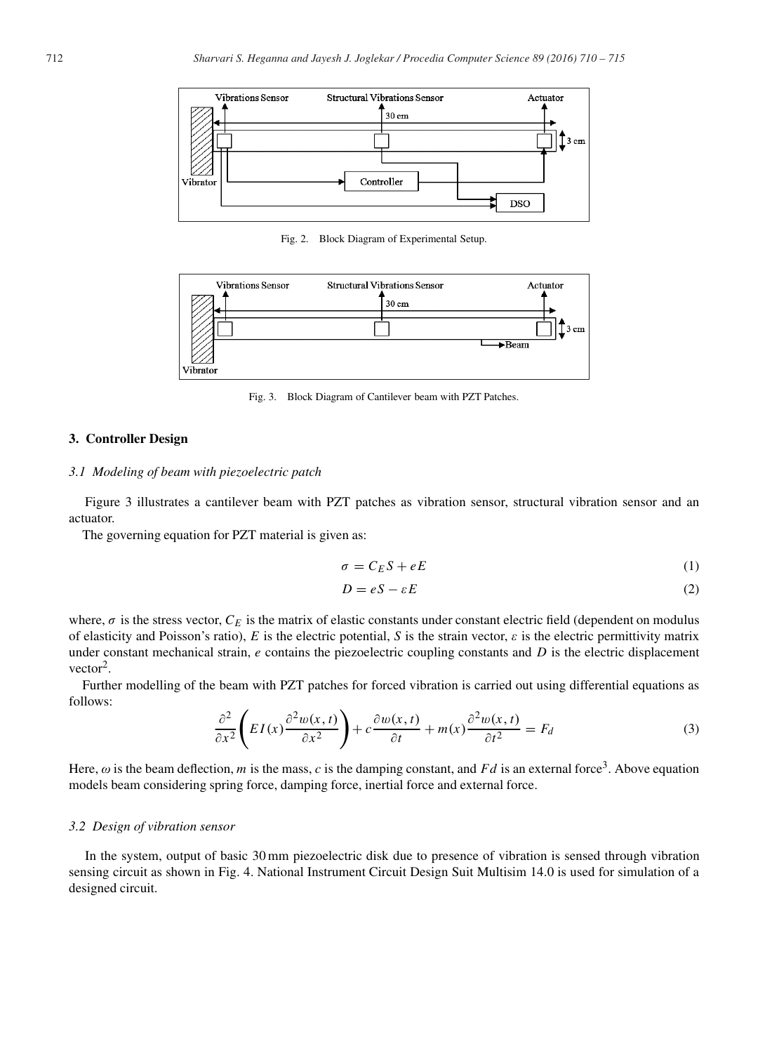Fig. 2. Block Diagram of Experimental Setup.

Fig. 3. Block Diagram of Cantilever beam with PZT Patches.

## 3. Controller Design

### *3.1 Modeling of beam with piezoelectric patch*

Figure 3 illustrates a cantilever beam with PZT patches as vibration sensor, structural vibration sensor and an actuator.

The governing equation for PZT material is given as:

$$\sigma = C_E S + eE \tag{1}$$

$$D = eS - \varepsilon E \tag{2}$$

where, $\sigma$ is the stress vector, $C_E$ is the matrix of elastic constants under constant electric field (dependent on modulus of elasticity and Poisson's ratio), $E$ is the electric potential, $S$ is the strain vector, $\varepsilon$ is the electric permittivity matrix under constant mechanical strain, $e$ contains the piezoelectric coupling constants and $D$ is the electric displacement vector[2].

Further modelling of the beam with PZT patches for forced vibration is carried out using differential equations as follows:

$$\frac{\partial^2}{\partial x^2}\left(EI(x)\frac{\partial^2 w(x,t)}{\partial x^2}\right) + c\frac{\partial w(x,t)}{\partial t} + m(x)\frac{\partial^2 w(x,t)}{\partial t^2} = F_d \tag{3}$$

Here, $\omega$ is the beam deflection, $m$ is the mass, $c$ is the damping constant, and $Fd$ is an external force[3]. Above equation models beam considering spring force, damping force, inertial force and external force.

### *3.2 Design of vibration sensor*

In the system, output of basic 30 mm piezoelectric disk due to presence of vibration is sensed through vibration sensing circuit as shown in Fig. 4. National Instrument Circuit Design Suit Multisim 14.0 is used for simulation of a designed circuit.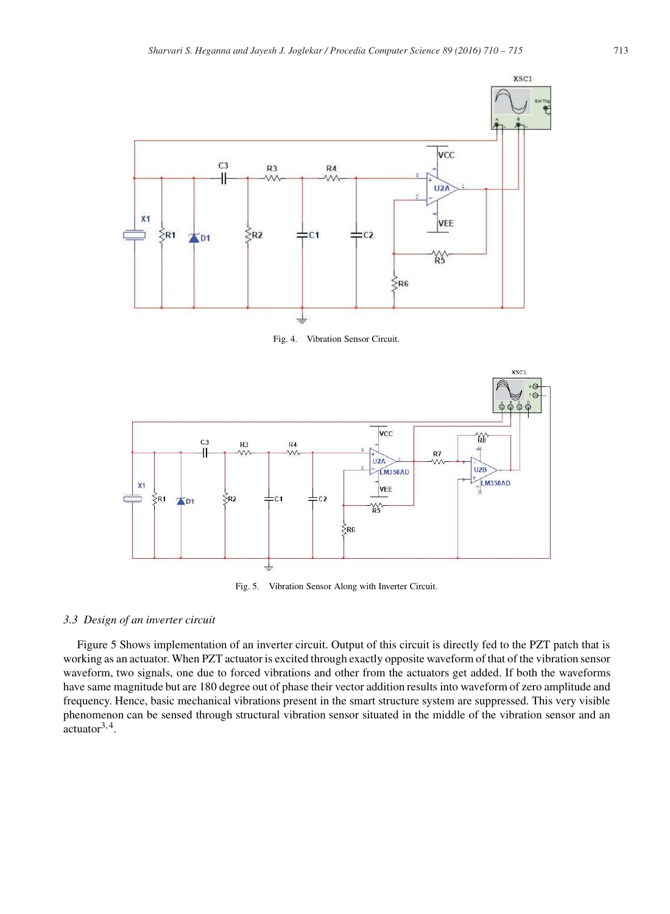Fig. 4. Vibration Sensor Circuit.

Fig. 5. Vibration Sensor Along with Inverter Circuit.

### *3.3 Design of an inverter circuit*

Figure 5 Shows implementation of an inverter circuit. Output of this circuit is directly fed to the PZT patch that is working as an actuator. When PZT actuator is excited through exactly opposite waveform of that of the vibration sensor waveform, two signals, one due to forced vibrations and other from the actuators get added. If both the waveforms have same magnitude but are 180 degree out of phase their vector addition results into waveform of zero amplitude and frequency. Hence, basic mechanical vibrations present in the smart structure system are suppressed. This very visible phenomenon can be sensed through structural vibration sensor situated in the middle of the vibration sensor and an actuator[3,4].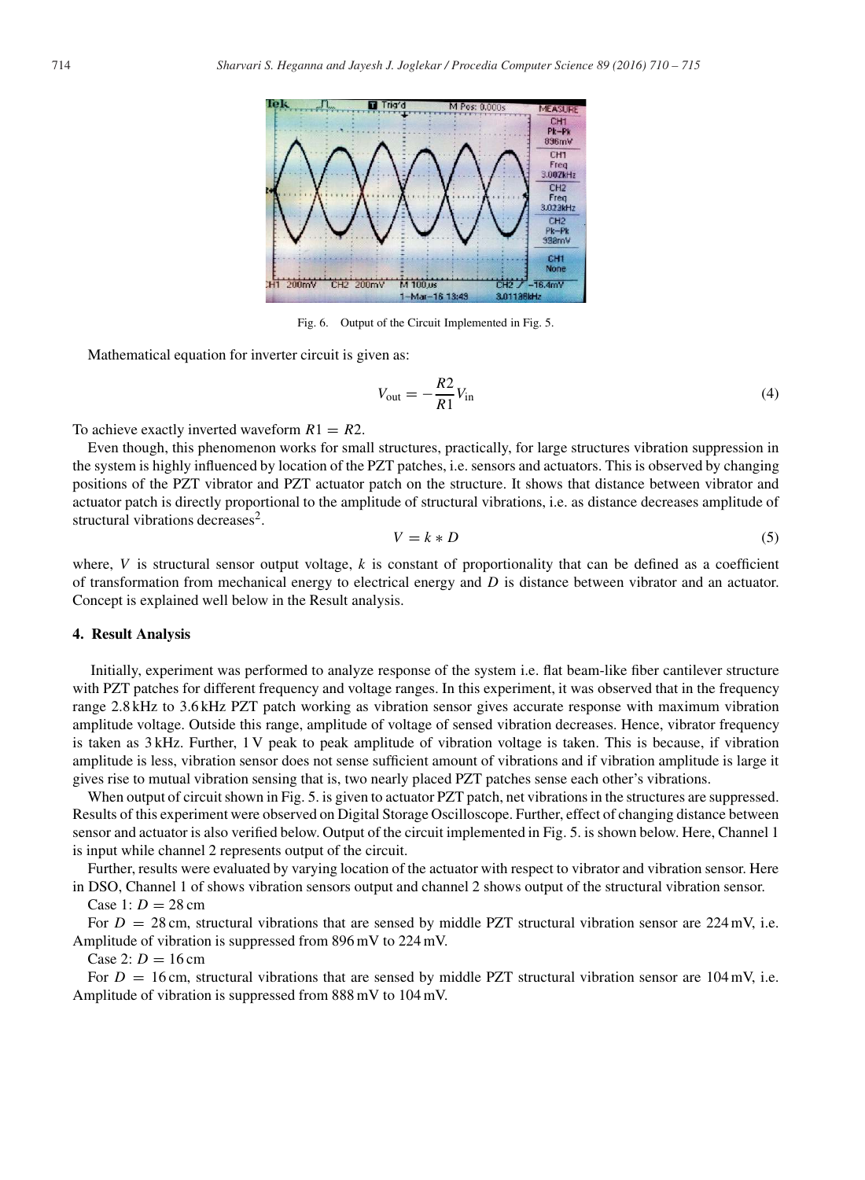Fig. 6. Output of the Circuit Implemented in Fig. 5.

Mathematical equation for inverter circuit is given as:

$$V_{\text{out}} = -\frac{R2}{R1}V_{\text{in}} \tag{4}$$

To achieve exactly inverted waveform $R1 = R2$.

Even though, this phenomenon works for small structures, practically, for large structures vibration suppression in the system is highly influenced by location of the PZT patches, i.e. sensors and actuators. This is observed by changing positions of the PZT vibrator and PZT actuator patch on the structure. It shows that distance between vibrator and actuator patch is directly proportional to the amplitude of structural vibrations, i.e. as distance decreases amplitude of structural vibrations decreases[2].

$$V = k * D \tag{5}$$

where, $V$ is structural sensor output voltage, $k$ is constant of proportionality that can be defined as a coefficient of transformation from mechanical energy to electrical energy and $D$ is distance between vibrator and an actuator. Concept is explained well below in the Result analysis.

## 4. Result Analysis

Initially, experiment was performed to analyze response of the system i.e. flat beam-like fiber cantilever structure with PZT patches for different frequency and voltage ranges. In this experiment, it was observed that in the frequency range 2.8 kHz to 3.6 kHz PZT patch working as vibration sensor gives accurate response with maximum vibration amplitude voltage. Outside this range, amplitude of voltage of sensed vibration decreases. Hence, vibrator frequency is taken as 3 kHz. Further, 1 V peak to peak amplitude of vibration voltage is taken. This is because, if vibration amplitude is less, vibration sensor does not sense sufficient amount of vibrations and if vibration amplitude is large it gives rise to mutual vibration sensing that is, two nearly placed PZT patches sense each other's vibrations.

When output of circuit shown in Fig. 5. is given to actuator PZT patch, net vibrations in the structures are suppressed. Results of this experiment were observed on Digital Storage Oscilloscope. Further, effect of changing distance between sensor and actuator is also verified below. Output of the circuit implemented in Fig. 5. is shown below. Here, Channel 1 is input while channel 2 represents output of the circuit.

Further, results were evaluated by varying location of the actuator with respect to vibrator and vibration sensor. Here in DSO, Channel 1 of shows vibration sensors output and channel 2 shows output of the structural vibration sensor.

Case 1: $D = 28$ cm

For $D = 28$ cm, structural vibrations that are sensed by middle PZT structural vibration sensor are 224 mV, i.e. Amplitude of vibration is suppressed from 896 mV to 224 mV.

Case 2: $D = 16$ cm

For $D = 16$ cm, structural vibrations that are sensed by middle PZT structural vibration sensor are 104 mV, i.e. Amplitude of vibration is suppressed from 888 mV to 104 mV.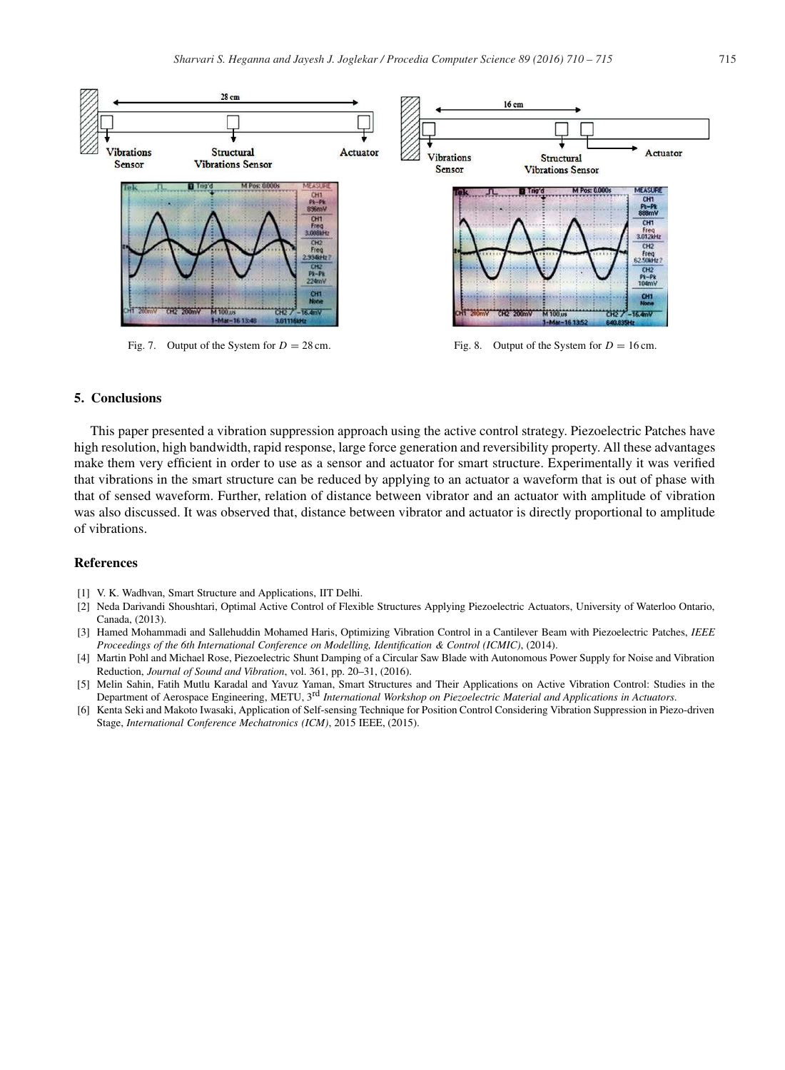28 cm

Vibrations Sensor

Structural Vibrations Sensor

Actuator

Fig. 7. Output of the System for $D = 28$ cm.

16 cm

Vibrations Sensor

Structural Vibrations Sensor

Actuator

Fig. 8. Output of the System for $D = 16$ cm.

## 5. Conclusions

This paper presented a vibration suppression approach using the active control strategy. Piezoelectric Patches have high resolution, high bandwidth, rapid response, large force generation and reversibility property. All these advantages make them very efficient in order to use as a sensor and actuator for smart structure. Experimentally it was verified that vibrations in the smart structure can be reduced by applying to an actuator a waveform that is out of phase with that of sensed waveform. Further, relation of distance between vibrator and an actuator with amplitude of vibration was also discussed. It was observed that, distance between vibrator and actuator is directly proportional to amplitude of vibrations.

## References

[1] V. K. Wadhvan, Smart Structure and Applications, IIT Delhi.

[2] Neda Darivandi Shoushtari, Optimal Active Control of Flexible Structures Applying Piezoelectric Actuators, University of Waterloo Ontario, Canada, (2013).

[3] Hamed Mohammadi and Sallehuddin Mohamed Haris, Optimizing Vibration Control in a Cantilever Beam with Piezoelectric Patches, *IEEE Proceedings of the 6th International Conference on Modelling, Identification & Control (ICMIC)*, (2014).

[4] Martin Pohl and Michael Rose, Piezoelectric Shunt Damping of a Circular Saw Blade with Autonomous Power Supply for Noise and Vibration Reduction, *Journal of Sound and Vibration*, vol. 361, pp. 20–31, (2016).

[5] Melin Sahin, Fatih Mutlu Karadal and Yavuz Yaman, Smart Structures and Their Applications on Active Vibration Control: Studies in the Department of Aerospace Engineering, METU, 3rd *International Workshop on Piezoelectric Material and Applications in Actuators*.

[6] Kenta Seki and Makoto Iwasaki, Application of Self-sensing Technique for Position Control Considering Vibration Suppression in Piezo-driven Stage, *International Conference Mechatronics (ICM)*, 2015 IEEE, (2015).